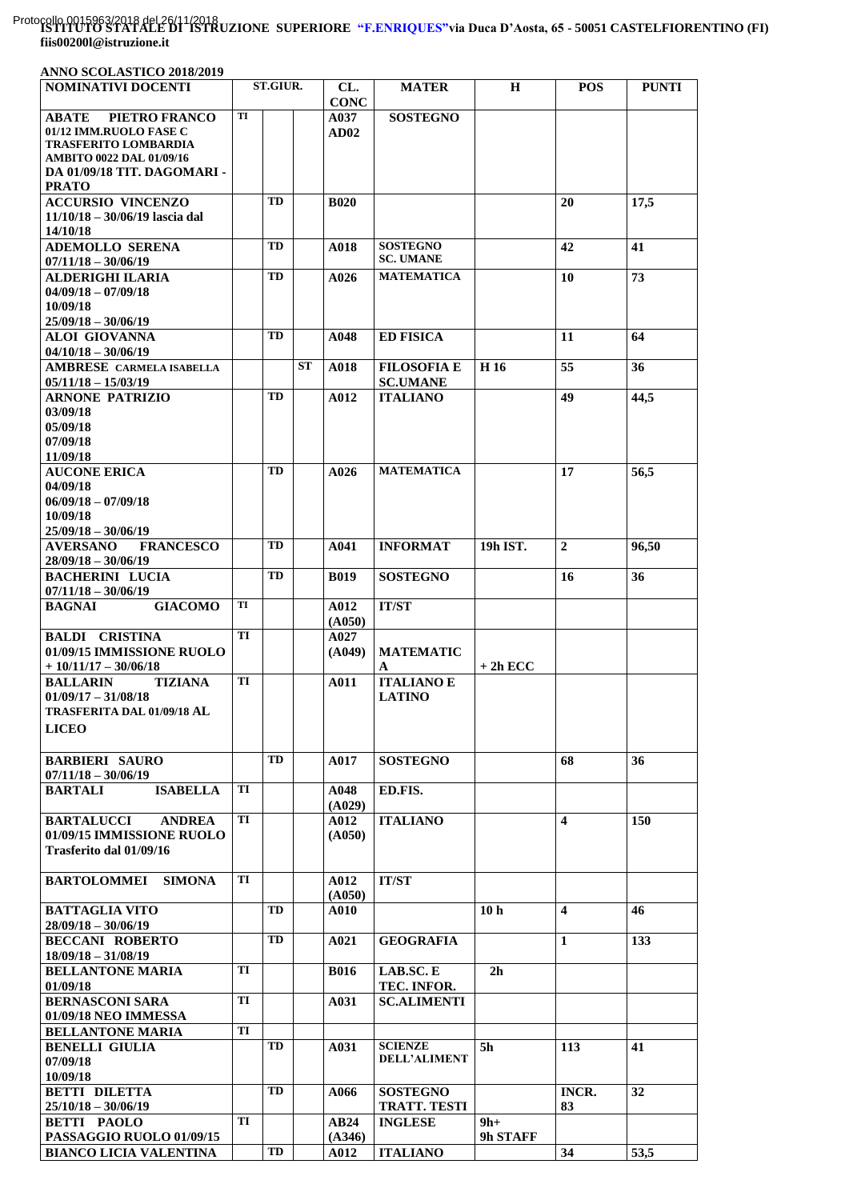Protocollo 0015963/2018 del 26/11/2018

**ISTITUTO STATALE DI ISTRUZIONE SUPERIORE "F.ENRIQUES" via Duca D'Aosta, 65 - 50051 CASTELFIORENTINO (FI)**
**fiis00200l@istruzione.it**

**ANNO SCOLASTICO 2018/2019**

| NOMINATIVI DOCENTI | ST.GIUR. | | | CL. CONC | MATER | H | POS | PUNTI |
|---|---|---|---|---|---|---|---|---|
| **ABATE PIETRO FRANCO** 01/12 IMM.RUOLO FASE C TRASFERITO LOMBARDIA AMBITO 0022 DAL 01/09/16 DA 01/09/18 TIT. DAGOMARI - PRATO | TI | | | A037 AD02 | SOSTEGNO | | | |
| **ACCURSIO VINCENZO** 11/10/18 – 30/06/19 lascia dal 14/10/18 | | TD | | B020 | | | 20 | 17,5 |
| **ADEMOLLO SERENA** 07/11/18 – 30/06/19 | | TD | | A018 | SOSTEGNO SC. UMANE | | 42 | 41 |
| **ALDERIGHI ILARIA** 04/09/18 – 07/09/18 10/09/18 25/09/18 – 30/06/19 | | TD | | A026 | MATEMATICA | | 10 | 73 |
| **ALOI GIOVANNA** 04/10/18 – 30/06/19 | | TD | | A048 | ED FISICA | | 11 | 64 |
| **AMBRESE CARMELA ISABELLA** 05/11/18 – 15/03/19 | | | ST | A018 | FILOSOFIA E SC.UMANE | H 16 | 55 | 36 |
| **ARNONE PATRIZIO** 03/09/18 05/09/18 07/09/18 11/09/18 | | TD | | A012 | ITALIANO | | 49 | 44,5 |
| **AUCONE ERICA** 04/09/18 06/09/18 – 07/09/18 10/09/18 25/09/18 – 30/06/19 | | TD | | A026 | MATEMATICA | | 17 | 56,5 |
| **AVERSANO FRANCESCO** 28/09/18 – 30/06/19 | | TD | | A041 | INFORMAT | 19h IST. | 2 | 96,50 |
| **BACHERINI LUCIA** 07/11/18 – 30/06/19 | | TD | | B019 | SOSTEGNO | | 16 | 36 |
| **BAGNAI GIACOMO** | TI | | | A012 (A050) | IT/ST | | | |
| **BALDI CRISTINA** 01/09/15 IMMISSIONE RUOLO + 10/11/17 – 30/06/18 | TI | | | A027 (A049) | MATEMATICA | + 2h ECC | | |
| **BALLARIN TIZIANA** 01/09/17 – 31/08/18 TRASFERITA DAL 01/09/18 AL LICEO | TI | | | A011 | ITALIANO E LATINO | | | |
| **BARBIERI SAURO** 07/11/18 – 30/06/19 | | TD | | A017 | SOSTEGNO | | 68 | 36 |
| **BARTALI ISABELLA** | TI | | | A048 (A029) | ED.FIS. | | | |
| **BARTALUCCI ANDREA** 01/09/15 IMMISSIONE RUOLO Trasferito dal 01/09/16 | TI | | | A012 (A050) | ITALIANO | | 4 | 150 |
| **BARTOLOMMEI SIMONA** | TI | | | A012 (A050) | IT/ST | | | |
| **BATTAGLIA VITO** 28/09/18 – 30/06/19 | | TD | | A010 | | 10 h | 4 | 46 |
| **BECCANI ROBERTO** 18/09/18 – 31/08/19 | | TD | | A021 | GEOGRAFIA | | 1 | 133 |
| **BELLANTONE MARIA** 01/09/18 | TI | | | B016 | LAB.SC. E TEC. INFOR. | 2h | | |
| **BERNASCONI SARA** 01/09/18 NEO IMMESSA | TI | | | A031 | SC.ALIMENTI | | | |
| **BELLANTONE MARIA** | TI | | | | | | | |
| **BENELLI GIULIA** 07/09/18 10/09/18 | | TD | | A031 | SCIENZE DELL'ALIMENT | 5h | 113 | 41 |
| **BETTI DILETTA** 25/10/18 – 30/06/19 | | TD | | A066 | SOSTEGNO TRATT. TESTI | | INCR. 83 | 32 |
| **BETTI PAOLO** PASSAGGIO RUOLO 01/09/15 | TI | | | AB24 (A346) | INGLESE | 9h+ 9h STAFF | | |
| **BIANCO LICIA VALENTINA** | | TD | | A012 | ITALIANO | | 34 | 53,5 |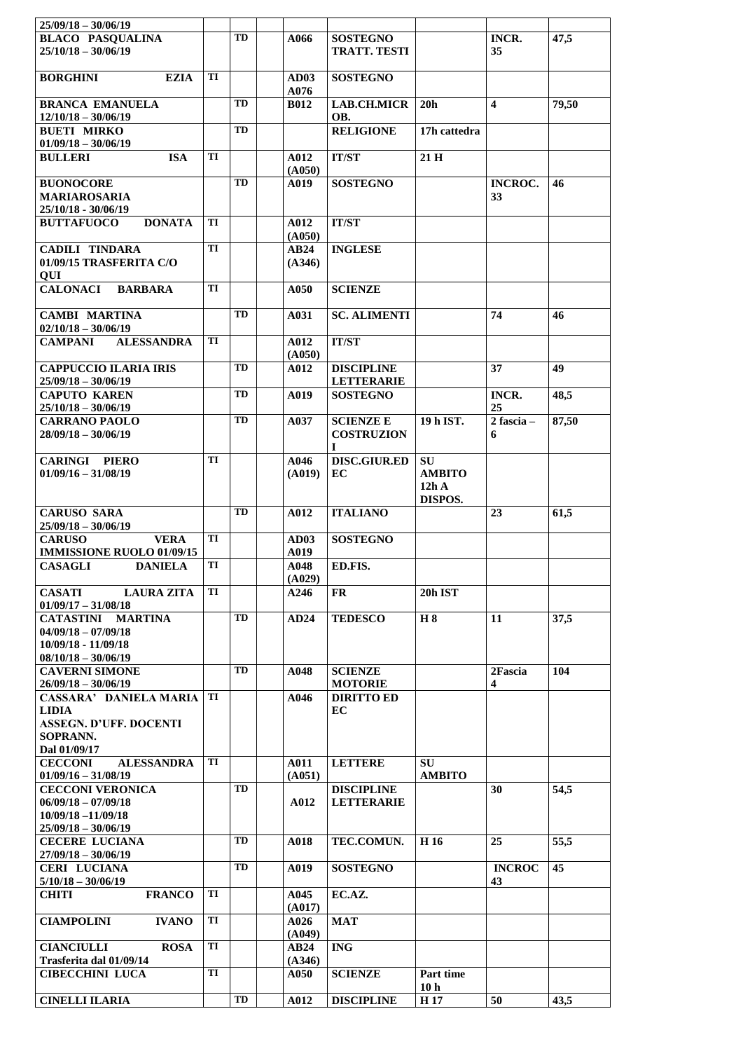| | | | | | | | | |
|---|---|---|---|---|---|---|---|---|
| 25/09/18 – 30/06/19 | | | | | | | | |
| **BLACO PASQUALINA** 25/10/18 – 30/06/19 | | **TD** | | **A066** | **SOSTEGNO TRATT. TESTI** | | **INCR. 35** | **47,5** |
| **BORGHINI EZIA** | **TI** | | | **AD03 A076** | **SOSTEGNO** | | | |
| **BRANCA EMANUELA** 12/10/18 – 30/06/19 | | **TD** | | **B012** | **LAB.CH.MICROB.** | **20h** | **4** | **79,50** |
| **BUETI MIRKO** 01/09/18 – 30/06/19 | | **TD** | | | **RELIGIONE** | **17h cattedra** | | |
| **BULLERI ISA** | **TI** | | | **A012 (A050)** | **IT/ST** | **21 H** | | |
| **BUONOCORE MARIAROSARIA** 25/10/18 - 30/06/19 | | **TD** | | **A019** | **SOSTEGNO** | | **INCROC. 33** | **46** |
| **BUTTAFUOCO DONATA** | **TI** | | | **A012 (A050)** | **IT/ST** | | | |
| **CADILI TINDARA** 01/09/15 TRASFERITA C/O QUI | **TI** | | | **AB24 (A346)** | **INGLESE** | | | |
| **CALONACI BARBARA** | **TI** | | | **A050** | **SCIENZE** | | | |
| **CAMBI MARTINA** 02/10/18 – 30/06/19 | | **TD** | | **A031** | **SC. ALIMENTI** | | **74** | **46** |
| **CAMPANI ALESSANDRA** | **TI** | | | **A012 (A050)** | **IT/ST** | | | |
| **CAPPUCCIO ILARIA IRIS** 25/09/18 – 30/06/19 | | **TD** | | **A012** | **DISCIPLINE LETTERARIE** | | **37** | **49** |
| **CAPUTO KAREN** 25/10/18 – 30/06/19 | | **TD** | | **A019** | **SOSTEGNO** | | **INCR. 25** | **48,5** |
| **CARRANO PAOLO** 28/09/18 – 30/06/19 | | **TD** | | **A037** | **SCIENZE E COSTRUZIONI** | **19 h IST.** | **2 fascia – 6** | **87,50** |
| **CARINGI PIERO** 01/09/16 – 31/08/19 | **TI** | | | **A046 (A019)** | **DISC.GIUR.ED EC** | **SU AMBITO 12h A DISPOS.** | | |
| **CARUSO SARA** 25/09/18 – 30/06/19 | | **TD** | | **A012** | **ITALIANO** | | **23** | **61,5** |
| **CARUSO VERA** IMMISSIONE RUOLO 01/09/15 | **TI** | | | **AD03 A019** | **SOSTEGNO** | | | |
| **CASAGLI DANIELA** | **TI** | | | **A048 (A029)** | **ED.FIS.** | | | |
| **CASATI LAURA ZITA** 01/09/17 – 31/08/18 | **TI** | | | **A246** | **FR** | **20h IST** | | |
| **CATASTINI MARTINA** 04/09/18 – 07/09/18 10/09/18 - 11/09/18 08/10/18 – 30/06/19 | | **TD** | | **AD24** | **TEDESCO** | **H 8** | **11** | **37,5** |
| **CAVERNI SIMONE** 26/09/18 – 30/06/19 | | **TD** | | **A048** | **SCIENZE MOTORIE** | | **2Fascia 4** | **104** |
| **CASSARA' DANIELA MARIA LIDIA** ASSEGN. D'UFF. DOCENTI SOPRANN. Dal 01/09/17 | **TI** | | | **A046** | **DIRITTO ED EC** | | | |
| **CECCONI ALESSANDRA** 01/09/16 – 31/08/19 | **TI** | | | **A011 (A051)** | **LETTERE** | **SU AMBITO** | | |
| **CECCONI VERONICA** 06/09/18 – 07/09/18 10/09/18 –11/09/18 25/09/18 – 30/06/19 | | **TD** | | **A012** | **DISCIPLINE LETTERARIE** | | **30** | **54,5** |
| **CECERE LUCIANA** 27/09/18 – 30/06/19 | | **TD** | | **A018** | **TEC.COMUN.** | **H 16** | **25** | **55,5** |
| **CERI LUCIANA** 5/10/18 – 30/06/19 | | **TD** | | **A019** | **SOSTEGNO** | | **INCROC 43** | **45** |
| **CHITI FRANCO** | **TI** | | | **A045 (A017)** | **EC.AZ.** | | | |
| **CIAMPOLINI IVANO** | **TI** | | | **A026 (A049)** | **MAT** | | | |
| **CIANCIULLI ROSA** Trasferita dal 01/09/14 | **TI** | | | **AB24 (A346)** | **ING** | | | |
| **CIBECCHINI LUCA** | **TI** | | | **A050** | **SCIENZE** | **Part time 10 h** | | |
| **CINELLI ILARIA** | | **TD** | | **A012** | **DISCIPLINE** | **H 17** | **50** | **43,5** |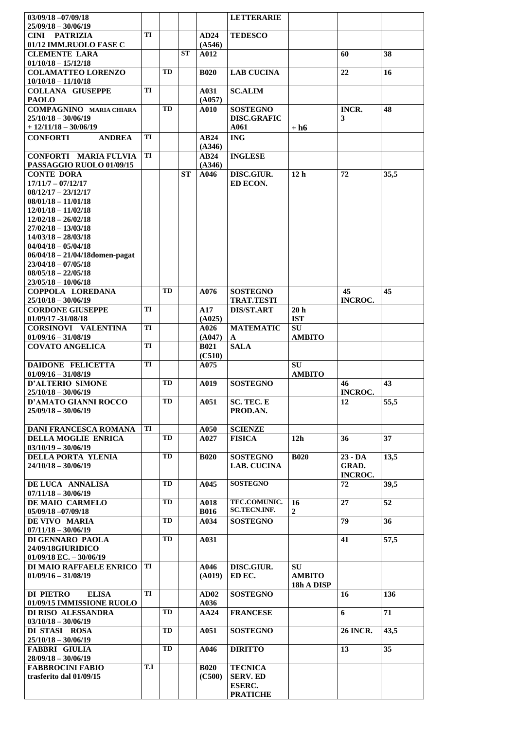| | | | | | | | | |
|---|---|---|---|---|---|---|---|---|
| **03/09/18 –07/09/18**<br>**25/09/18 – 30/06/19** | | | | | **LETTERARIE** | | | |
| **CINI PATRIZIA**<br>**01/12 IMM.RUOLO FASE C** | **TI** | | | **AD24**<br>**(A546)** | **TEDESCO** | | | |
| **CLEMENTE LARA**<br>**01/10/18 – 15/12/18** | | | **ST** | **A012** | | | **60** | **38** |
| **COLAMATTEO LORENZO**<br>**10/10/18 – 11/10/18** | | **TD** | | **B020** | **LAB CUCINA** | | **22** | **16** |
| **COLLANA GIUSEPPE PAOLO** | **TI** | | | **A031**<br>**(A057)** | **SC.ALIM** | | | |
| **COMPAGNINO MARIA CHIARA**<br>**25/10/18 – 30/06/19**<br>**+ 12/11/18 – 30/06/19** | | **TD** | | **A010** | **SOSTEGNO**<br>**DISC.GRAFIC**<br>**A061** | **+ h6** | **INCR.**<br>**3** | **48** |
| **CONFORTI ANDREA** | **TI** | | | **AB24**<br>**(A346)** | **ING** | | | |
| **CONFORTI MARIA FULVIA**<br>**PASSAGGIO RUOLO 01/09/15** | **TI** | | | **AB24**<br>**(A346)** | **INGLESE** | | | |
| **CONTE DORA**<br>**17/11/7 – 07/12/17**<br>**08/12/17 – 23/12/17**<br>**08/01/18 – 11/01/18**<br>**12/01/18 – 11/02/18**<br>**12/02/18 – 26/02/18**<br>**27/02/18 – 13/03/18**<br>**14/03/18 – 28/03/18**<br>**04/04/18 – 05/04/18**<br>**06/04/18 – 21/04/18domen-pagat**<br>**23/04/18 – 07/05/18**<br>**08/05/18 – 22/05/18**<br>**23/05/18 – 10/06/18** | | | **ST** | **A046** | **DISC.GIUR.**<br>**ED ECON.** | **12 h** | **72** | **35,5** |
| **COPPOLA LOREDANA**<br>**25/10/18 – 30/06/19** | | **TD** | | **A076** | **SOSTEGNO**<br>**TRAT.TESTI** | | **45**<br>**INCROC.** | **45** |
| **CORDONE GIUSEPPE**<br>**01/09/17 -31/08/18** | **TI** | | | **A17**<br>**(A025)** | **DIS/ST.ART** | **20 h**<br>**IST** | | |
| **CORSINOVI VALENTINA**<br>**01/09/16 – 31/08/19** | **TI** | | | **A026**<br>**(A047)** | **MATEMATIC**<br>**A** | **SU**<br>**AMBITO** | | |
| **COVATO ANGELICA** | **TI** | | | **B021**<br>**(C510)** | **SALA** | | | |
| **DAIDONE FELICETTA**<br>**01/09/16 – 31/08/19** | **TI** | | | **A075** | | **SU**<br>**AMBITO** | | |
| **D'ALTERIO SIMONE**<br>**25/10/18 – 30/06/19** | | **TD** | | **A019** | **SOSTEGNO** | | **46**<br>**INCROC.** | **43** |
| **D'AMATO GIANNI ROCCO**<br>**25/09/18 – 30/06/19** | | **TD** | | **A051** | **SC. TEC. E**<br>**PROD.AN.** | | **12** | **55,5** |
| **DANI FRANCESCA ROMANA** | **TI** | | | **A050** | **SCIENZE** | | | |
| **DELLA MOGLIE ENRICA**<br>**03/10/19 – 30/06/19** | | **TD** | | **A027** | **FISICA** | **12h** | **36** | **37** |
| **DELLA PORTA YLENIA**<br>**24/10/18 – 30/06/19** | | **TD** | | **B020** | **SOSTEGNO**<br>**LAB. CUCINA** | **B020** | **23 - DA**<br>**GRAD.**<br>**INCROC.** | **13,5** |
| **DE LUCA ANNALISA**<br>**07/11/18 – 30/06/19** | | **TD** | | **A045** | **SOSTEGNO** | | **72** | **39,5** |
| **DE MAIO CARMELO**<br>**05/09/18 –07/09/18** | | **TD** | | **A018**<br>**B016** | **TEC.COMUNIC.**<br>**SC.TECN.INF.** | **16**<br>**2** | **27** | **52** |
| **DE VIVO MARIA**<br>**07/11/18 – 30/06/19** | | **TD** | | **A034** | **SOSTEGNO** | | **79** | **36** |
| **DI GENNARO PAOLA**<br>**24/09/18GIURIDICO**<br>**01/09/18 EC. – 30/06/19** | | **TD** | | **A031** | | | **41** | **57,5** |
| **DI MAIO RAFFAELE ENRICO**<br>**01/09/16 – 31/08/19** | **TI** | | | **A046**<br>**(A019)** | **DISC.GIUR.**<br>**ED EC.** | **SU**<br>**AMBITO**<br>**18h A DISP** | | |
| **DI PIETRO ELISA**<br>**01/09/15 IMMISSIONE RUOLO** | **TI** | | | **AD02**<br>**A036** | **SOSTEGNO** | | **16** | **136** |
| **DI RISO ALESSANDRA**<br>**03/10/18 – 30/06/19** | | **TD** | | **AA24** | **FRANCESE** | | **6** | **71** |
| **DI STASI ROSA**<br>**25/10/18 – 30/06/19** | | **TD** | | **A051** | **SOSTEGNO** | | **26 INCR.** | **43,5** |
| **FABBRI GIULIA**<br>**28/09/18 – 30/06/19** | | **TD** | | **A046** | **DIRITTO** | | **13** | **35** |
| **FABBROCINI FABIO**<br>**trasferito dal 01/09/15** | **T.I** | | | **B020**<br>**(C500)** | **TECNICA**<br>**SERV. ED**<br>**ESERC.**<br>**PRATICHE** | | | |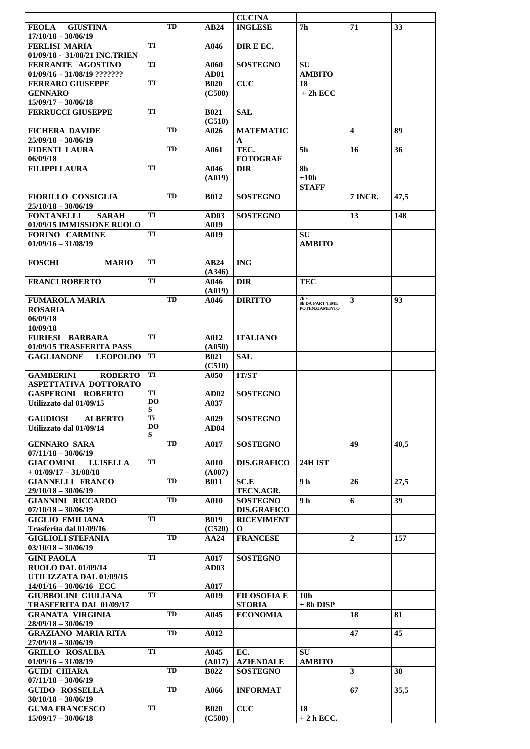| | | | | | | | | |
|---|---|---|---|---|---|---|---|---|
| | | | | CUCINA | | | | |
| FEOLA GIUSTINA 17/10/18 – 30/06/19 | | TD | | AB24 | INGLESE | 7h | 71 | 33 |
| FERLISI MARIA 01/09/18 - 31/08/21 INC.TRIEN | TI | | | A046 | DIR E EC. | | | |
| FERRANTE AGOSTINO 01/09/16 – 31/08/19 ??????? | TI | | | A060 AD01 | SOSTEGNO | SU AMBITO | | |
| FERRARO GIUSEPPE GENNARO 15/09/17 – 30/06/18 | TI | | | B020 (C500) | CUC | 18 + 2h ECC | | |
| FERRUCCI GIUSEPPE | TI | | | B021 (C510) | SAL | | | |
| FICHERA DAVIDE 25/09/18 – 30/06/19 | | TD | | A026 | MATEMATICA | | 4 | 89 |
| FIDENTI LAURA 06/09/18 | | TD | | A061 | TEC. FOTOGRAF | 5h | 16 | 36 |
| FILIPPI LAURA | TI | | | A046 (A019) | DIR | 8h +10h STAFF | | |
| FIORILLO CONSIGLIA 25/10/18 – 30/06/19 | | TD | | B012 | SOSTEGNO | | 7 INCR. | 47,5 |
| FONTANELLI SARAH 01/09/15 IMMISSIONE RUOLO | TI | | | AD03 A019 | SOSTEGNO | | 13 | 148 |
| FORINO CARMINE 01/09/16 – 31/08/19 | TI | | | A019 | | SU AMBITO | | |
| FOSCHI MARIO | TI | | | AB24 (A346) | ING | | | |
| FRANCI ROBERTO | TI | | | A046 (A019) | DIR | TEC | | |
| FUMAROLA MARIA ROSARIA 06/09/18 10/09/18 | | TD | | A046 | DIRITTO | 7h + 8h DA PART TIME POTENZIAMENTO | 3 | 93 |
| FURIESI BARBARA 01/09/15 TRASFERITA PASS | TI | | | A012 (A050) | ITALIANO | | | |
| GAGLIANONE LEOPOLDO | TI | | | B021 (C510) | SAL | | | |
| GAMBERINI ROBERTO ASPETTATIVA DOTTORATO | TI | | | A050 | IT/ST | | | |
| GASPERONI ROBERTO Utilizzato dal 01/09/15 | TI DOS | | | AD02 A037 | SOSTEGNO | | | |
| GAUDIOSI ALBERTO Utilizzato dal 01/09/14 | Ti DOS | | | A029 AD04 | SOSTEGNO | | | |
| GENNARO SARA 07/11/18 – 30/06/19 | | TD | | A017 | SOSTEGNO | | 49 | 40,5 |
| GIACOMINI LUISELLA + 01/09/17 – 31/08/18 | TI | | | A010 (A007) | DIS.GRAFICO | 24H IST | | |
| GIANNELLI FRANCO 29/10/18 – 30/06/19 | | TD | | B011 | SC.E TECN.AGR. | 9 h | 26 | 27,5 |
| GIANNINI RICCARDO 07/10/18 – 30/06/19 | | TD | | A010 | SOSTEGNO DIS.GRAFICO | 9 h | 6 | 39 |
| GIGLIO EMILIANA Trasferita dal 01/09/16 | TI | | | B019 (C520) | RICEVIMENTO | | | |
| GIGLIOLI STEFANIA 03/10/18 – 30/06/19 | | TD | | AA24 | FRANCESE | | 2 | 157 |
| GINI PAOLA RUOLO DAL 01/09/14 UTILIZZATA DAL 01/09/15 14/01/16 – 30/06/16 ECC | TI | | | A017 AD03 A017 | SOSTEGNO | | | |
| GIUBBOLINI GIULIANA TRASFERITA DAL 01/09/17 | TI | | | A019 | FILOSOFIA E STORIA | 10h + 8h DISP | | |
| GRANATA VIRGINIA 28/09/18 – 30/06/19 | | TD | | A045 | ECONOMIA | | 18 | 81 |
| GRAZIANO MARIA RITA 27/09/18 – 30/06/19 | | TD | | A012 | | | 47 | 45 |
| GRILLO ROSALBA 01/09/16 – 31/08/19 | TI | | | A045 (A017) | EC. AZIENDALE | SU AMBITO | | |
| GUIDI CHIARA 07/11/18 – 30/06/19 | | TD | | B022 | SOSTEGNO | | 3 | 38 |
| GUIDO ROSSELLA 30/10/18 – 30/06/19 | | TD | | A066 | INFORMAT | | 67 | 35,5 |
| GUMA FRANCESCO 15/09/17 – 30/06/18 | TI | | | B020 (C500) | CUC | 18 + 2 h ECC. | | |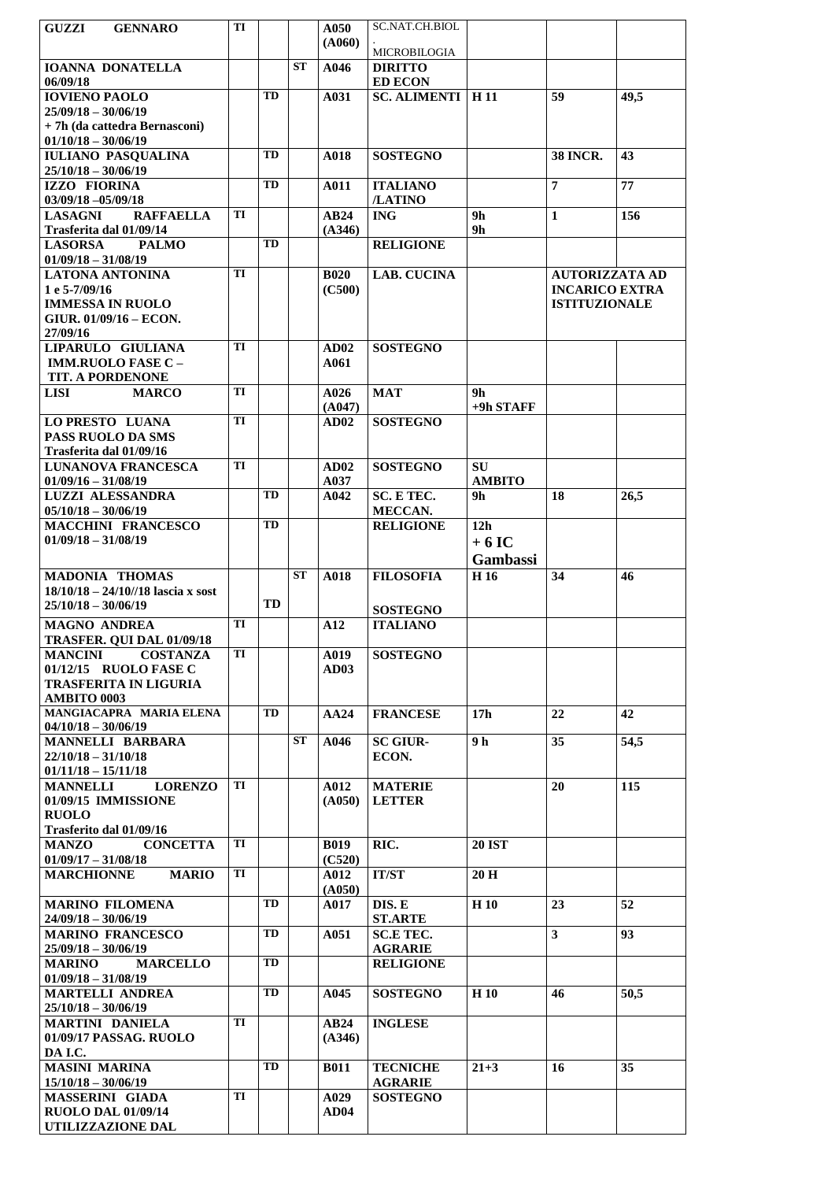| | | | | | | | | |
|---|---|---|---|---|---|---|---|---|
| **GUZZI GENNARO** | **TI** | | | **A050 (A060)** | SC.NAT.CH.BIOL . MICROBILOGIA | | | |
| **IOANNA DONATELLA 06/09/18** | | | **ST** | **A046** | **DIRITTO ED ECON** | | | |
| **IOVIENO PAOLO 25/09/18 – 30/06/19 + 7h (da cattedra Bernasconi) 01/10/18 – 30/06/19** | | **TD** | | **A031** | **SC. ALIMENTI** | **H 11** | **59** | **49,5** |
| **IULIANO PASQUALINA 25/10/18 – 30/06/19** | | **TD** | | **A018** | **SOSTEGNO** | | **38 INCR.** | **43** |
| **IZZO FIORINA 03/09/18 –05/09/18** | | **TD** | | **A011** | **ITALIANO /LATINO** | | **7** | **77** |
| **LASAGNI RAFFAELLA Trasferita dal 01/09/14** | **TI** | | | **AB24 (A346)** | **ING** | **9h 9h** | **1** | **156** |
| **LASORSA PALMO 01/09/18 – 31/08/19** | | **TD** | | | **RELIGIONE** | | | |
| **LATONA ANTONINA 1 e 5-7/09/16 IMMESSA IN RUOLO GIUR. 01/09/16 – ECON. 27/09/16** | **TI** | | | **B020 (C500)** | **LAB. CUCINA** | | **AUTORIZZATA AD INCARICO EXTRA ISTITUZIONALE** | |
| **LIPARULO GIULIANA IMM.RUOLO FASE C – TIT. A PORDENONE** | **TI** | | | **AD02 A061** | **SOSTEGNO** | | | |
| **LISI MARCO** | **TI** | | | **A026 (A047)** | **MAT** | **9h +9h STAFF** | | |
| **LO PRESTO LUANA PASS RUOLO DA SMS Trasferita dal 01/09/16** | **TI** | | | **AD02** | **SOSTEGNO** | | | |
| **LUNANOVA FRANCESCA 01/09/16 – 31/08/19** | **TI** | | | **AD02 A037** | **SOSTEGNO** | **SU AMBITO** | | |
| **LUZZI ALESSANDRA 05/10/18 – 30/06/19** | | **TD** | | **A042** | **SC. E TEC. MECCAN.** | **9h** | **18** | **26,5** |
| **MACCHINI FRANCESCO 01/09/18 – 31/08/19** | | **TD** | | | **RELIGIONE** | **12h + 6 IC Gambassi** | | |
| **MADONIA THOMAS 18/10/18 – 24/10//18 lascia x sost 25/10/18 – 30/06/19** | | **TD** | **ST** | **A018** | **FILOSOFIA SOSTEGNO** | **H 16** | **34** | **46** |
| **MAGNO ANDREA TRASFER. QUI DAL 01/09/18** | **TI** | | | **A12** | **ITALIANO** | | | |
| **MANCINI COSTANZA 01/12/15 RUOLO FASE C TRASFERITA IN LIGURIA AMBITO 0003** | **TI** | | | **A019 AD03** | **SOSTEGNO** | | | |
| **MANGIACAPRA MARIA ELENA 04/10/18 – 30/06/19** | | **TD** | | **AA24** | **FRANCESE** | **17h** | **22** | **42** |
| **MANNELLI BARBARA 22/10/18 – 31/10/18 01/11/18 – 15/11/18** | | | **ST** | **A046** | **SC GIUR- ECON.** | **9 h** | **35** | **54,5** |
| **MANNELLI LORENZO 01/09/15 IMMISSIONE RUOLO Trasferito dal 01/09/16** | **TI** | | | **A012 (A050)** | **MATERIE LETTER** | | **20** | **115** |
| **MANZO CONCETTA 01/09/17 – 31/08/18** | **TI** | | | **B019 (C520)** | **RIC.** | **20 IST** | | |
| **MARCHIONNE MARIO** | **TI** | | | **A012 (A050)** | **IT/ST** | **20 H** | | |
| **MARINO FILOMENA 24/09/18 – 30/06/19** | | **TD** | | **A017** | **DIS. E ST.ARTE** | **H 10** | **23** | **52** |
| **MARINO FRANCESCO 25/09/18 – 30/06/19** | | **TD** | | **A051** | **SC.E TEC. AGRARIE** | | **3** | **93** |
| **MARINO MARCELLO 01/09/18 – 31/08/19** | | **TD** | | | **RELIGIONE** | | | |
| **MARTELLI ANDREA 25/10/18 – 30/06/19** | | **TD** | | **A045** | **SOSTEGNO** | **H 10** | **46** | **50,5** |
| **MARTINI DANIELA 01/09/17 PASSAG. RUOLO DA I.C.** | **TI** | | | **AB24 (A346)** | **INGLESE** | | | |
| **MASINI MARINA 15/10/18 – 30/06/19** | | **TD** | | **B011** | **TECNICHE AGRARIE** | **21+3** | **16** | **35** |
| **MASSERINI GIADA RUOLO DAL 01/09/14 UTILIZZAZIONE DAL** | **TI** | | | **A029 AD04** | **SOSTEGNO** | | | |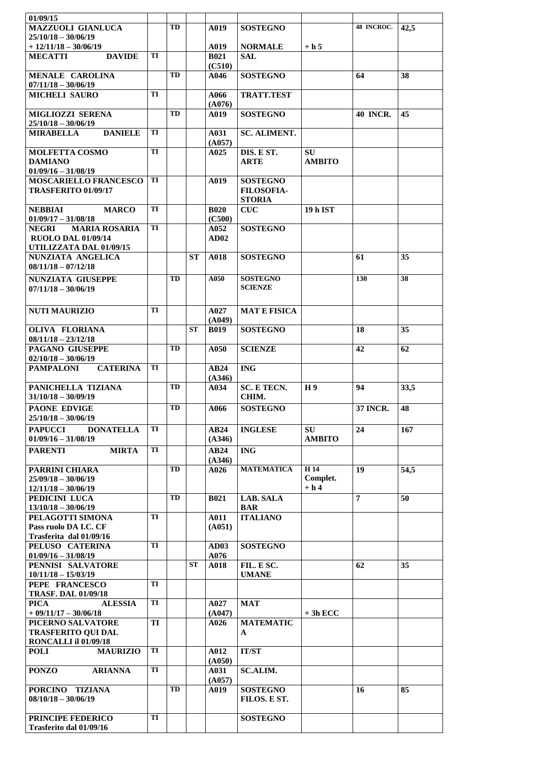| 01/09/15 | | | | | | | | |
|---|---|---|---|---|---|---|---|---|
| **MAZZUOLI GIANLUCA 25/10/18 – 30/06/19 + 12/11/18 – 30/06/19** | | **TD** | | **A019** **A019** | **SOSTEGNO** **NORMALE** | **+ h 5** | **48 INCROC.** | **42,5** |
| **MECATTI DAVIDE** | **TI** | | | **B021 (C510)** | **SAL** | | | |
| **MENALE CAROLINA 07/11/18 – 30/06/19** | | **TD** | | **A046** | **SOSTEGNO** | | **64** | **38** |
| **MICHELI SAURO** | **TI** | | | **A066 (A076)** | **TRATT.TEST** | | | |
| **MIGLIOZZI SERENA 25/10/18 – 30/06/19** | | **TD** | | **A019** | **SOSTEGNO** | | **40 INCR.** | **45** |
| **MIRABELLA DANIELE** | **TI** | | | **A031 (A057)** | **SC. ALIMENT.** | | | |
| **MOLFETTA COSMO DAMIANO 01/09/16 – 31/08/19** | **TI** | | | **A025** | **DIS. E ST. ARTE** | **SU AMBITO** | | |
| **MOSCARIELLO FRANCESCO TRASFERITO 01/09/17** | **TI** | | | **A019** | **SOSTEGNO FILOSOFIA-STORIA** | | | |
| **NEBBIAI MARCO 01/09/17 – 31/08/18** | **TI** | | | **B020 (C500)** | **CUC** | **19 h IST** | | |
| **NEGRI MARIA ROSARIA RUOLO DAL 01/09/14 UTILIZZATA DAL 01/09/15** | **TI** | | | **A052 AD02** | **SOSTEGNO** | | | |
| **NUNZIATA ANGELICA 08/11/18 – 07/12/18** | | | **ST** | **A018** | **SOSTEGNO** | | **61** | **35** |
| **NUNZIATA GIUSEPPE 07/11/18 – 30/06/19** | | **TD** | | **A050** | **SOSTEGNO SCIENZE** | | **130** | **38** |
| **NUTI MAURIZIO** | **TI** | | | **A027 (A049)** | **MAT E FISICA** | | | |
| **OLIVA FLORIANA 08/11/18 – 23/12/18** | | | **ST** | **B019** | **SOSTEGNO** | | **18** | **35** |
| **PAGANO GIUSEPPE 02/10/18 – 30/06/19** | | **TD** | | **A050** | **SCIENZE** | | **42** | **62** |
| **PAMPALONI CATERINA** | **TI** | | | **AB24 (A346)** | **ING** | | | |
| **PANICHELLA TIZIANA 31/10/18 – 30/09/19** | | **TD** | | **A034** | **SC. E TECN. CHIM.** | **H 9** | **94** | **33,5** |
| **PAONE EDVIGE 25/10/18 – 30/06/19** | | **TD** | | **A066** | **SOSTEGNO** | | **37 INCR.** | **48** |
| **PAPUCCI DONATELLA 01/09/16 – 31/08/19** | **TI** | | | **AB24 (A346)** | **INGLESE** | **SU AMBITO** | **24** | **167** |
| **PARENTI MIRTA** | **TI** | | | **AB24 (A346)** | **ING** | | | |
| **PARRINI CHIARA 25/09/18 – 30/06/19 12/11/18 – 30/06/19** | | **TD** | | **A026** | **MATEMATICA** | **H 14 Complet. + h 4** | **19** | **54,5** |
| **PEDICINI LUCA 13/10/18 – 30/06/19** | | **TD** | | **B021** | **LAB. SALA BAR** | | **7** | **50** |
| **PELAGOTTI SIMONA Pass ruolo DA I.C. CF Trasferita dal 01/09/16** | **TI** | | | **A011 (A051)** | **ITALIANO** | | | |
| **PELUSO CATERINA 01/09/16 – 31/08/19** | **TI** | | | **AD03 A076** | **SOSTEGNO** | | | |
| **PENNISI SALVATORE 10/11/18 – 15/03/19** | | | **ST** | **A018** | **FIL. E SC. UMANE** | | **62** | **35** |
| **PEPE FRANCESCO TRASF. DAL 01/09/18** | **TI** | | | | | | | |
| **PICA ALESSIA + 09/11/17 – 30/06/18** | **TI** | | | **A027 (A047)** | **MAT** | **+ 3h ECC** | | |
| **PICERNO SALVATORE TRASFERITO QUI DAL RONCALLI il 01/09/18** | **TI** | | | **A026** | **MATEMATICA** | | | |
| **POLI MAURIZIO** | **TI** | | | **A012 (A050)** | **IT/ST** | | | |
| **PONZO ARIANNA** | **TI** | | | **A031 (A057)** | **SC.ALIM.** | | | |
| **PORCINO TIZIANA 08/10/18 – 30/06/19** | | **TD** | | **A019** | **SOSTEGNO FILOS. E ST.** | | **16** | **85** |
| **PRINCIPE FEDERICO Trasferito dal 01/09/16** | **TI** | | | | **SOSTEGNO** | | | |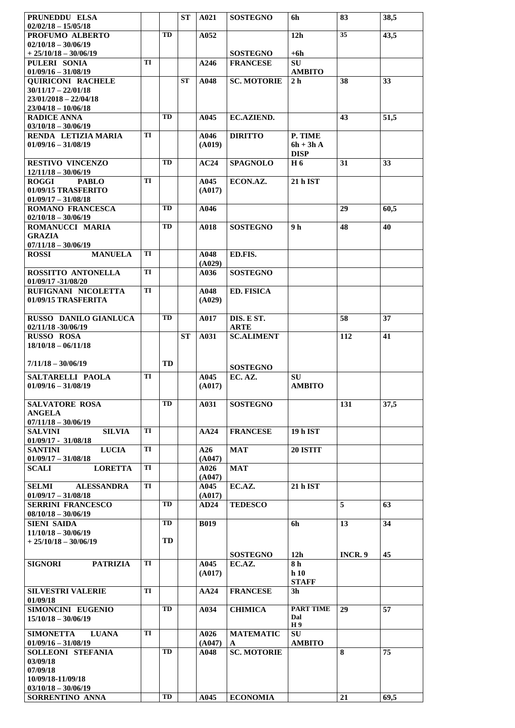| | | | | | | | | |
|---|---|---|---|---|---|---|---|---|
| **PRUNEDDU ELSA 02/02/18 – 15/05/18** | | | **ST** | **A021** | **SOSTEGNO** | **6h** | **83** | **38,5** |
| **PROFUMO ALBERTO 02/10/18 – 30/06/19 + 25/10/18 – 30/06/19** | | **TD** | | **A052** | **SOSTEGNO** | **12h +6h** | **35** | **43,5** |
| **PULERI SONIA 01/09/16 – 31/08/19** | **TI** | | | **A246** | **FRANCESE** | **SU AMBITO** | | |
| **QUIRICONI RACHELE 30/11/17 – 22/01/18 23/01/2018 – 22/04/18 23/04/18 – 10/06/18** | | | **ST** | **A048** | **SC. MOTORIE** | **2 h** | **38** | **33** |
| **RADICE ANNA 03/10/18 – 30/06/19** | | **TD** | | **A045** | **EC.AZIEND.** | | **43** | **51,5** |
| **RENDA LETIZIA MARIA 01/09/16 – 31/08/19** | **TI** | | | **A046 (A019)** | **DIRITTO** | **P. TIME 6h + 3h A DISP** | | |
| **RESTIVO VINCENZO 12/11/18 – 30/06/19** | | **TD** | | **AC24** | **SPAGNOLO** | **H 6** | **31** | **33** |
| **ROGGI PABLO 01/09/15 TRASFERITO 01/09/17 – 31/08/18** | **TI** | | | **A045 (A017)** | **ECON.AZ.** | **21 h IST** | | |
| **ROMANO FRANCESCA 02/10/18 – 30/06/19** | | **TD** | | **A046** | | | **29** | **60,5** |
| **ROMANUCCI MARIA GRAZIA 07/11/18 – 30/06/19** | | **TD** | | **A018** | **SOSTEGNO** | **9 h** | **48** | **40** |
| **ROSSI MANUELA** | **TI** | | | **A048 (A029)** | **ED.FIS.** | | | |
| **ROSSITTO ANTONELLA 01/09/17 -31/08/20** | **TI** | | | **A036** | **SOSTEGNO** | | | |
| **RUFIGNANI NICOLETTA 01/09/15 TRASFERITA** | **TI** | | | **A048 (A029)** | **ED. FISICA** | | | |
| **RUSSO DANILO GIANLUCA 02/11/18 -30/06/19** | | **TD** | | **A017** | **DIS. E ST. ARTE** | | **58** | **37** |
| **RUSSO ROSA 18/10/18 – 06/11/18** | | | **ST** | **A031** | **SC.ALIMENT** | | **112** | **41** |
| **7/11/18 – 30/06/19** | | **TD** | | | **SOSTEGNO** | | | |
| **SALTARELLI PAOLA 01/09/16 – 31/08/19** | **TI** | | | **A045 (A017)** | **EC. AZ.** | **SU AMBITO** | | |
| **SALVATORE ROSA ANGELA 07/11/18 – 30/06/19** | | **TD** | | **A031** | **SOSTEGNO** | | **131** | **37,5** |
| **SALVINI SILVIA 01/09/17 - 31/08/18** | **TI** | | | **AA24** | **FRANCESE** | **19 h IST** | | |
| **SANTINI LUCIA 01/09/17 – 31/08/18** | **TI** | | | **A26 (A047)** | **MAT** | **20 ISTIT** | | |
| **SCALI LORETTA** | **TI** | | | **A026 (A047)** | **MAT** | | | |
| **SELMI ALESSANDRA 01/09/17 – 31/08/18** | **TI** | | | **A045 (A017)** | **EC.AZ.** | **21 h IST** | | |
| **SERRINI FRANCESCO 08/10/18 – 30/06/19** | | **TD** | | **AD24** | **TEDESCO** | | **5** | **63** |
| **SIENI SAIDA 11/10/18 – 30/06/19** | | **TD** | | **B019** | | **6h** | **13** | **34** |
| **+ 25/10/18 – 30/06/19** | | **TD** | | | **SOSTEGNO** | **12h** | **INCR. 9** | **45** |
| **SIGNORI PATRIZIA** | **TI** | | | **A045 (A017)** | **EC.AZ.** | **8 h h 10 STAFF** | | |
| **SILVESTRI VALERIE 01/09/18** | **TI** | | | **AA24** | **FRANCESE** | **3h** | | |
| **SIMONCINI EUGENIO 15/10/18 – 30/06/19** | | **TD** | | **A034** | **CHIMICA** | **PART TIME Dal H 9** | **29** | **57** |
| **SIMONETTA LUANA 01/09/16 – 31/08/19** | **TI** | | | **A026 (A047)** | **MATEMATICA** | **SU AMBITO** | | |
| **SOLLEONI STEFANIA 03/09/18 07/09/18 10/09/18-11/09/18 03/10/18 – 30/06/19** | | **TD** | | **A048** | **SC. MOTORIE** | | **8** | **75** |
| **SORRENTINO ANNA** | | **TD** | | **A045** | **ECONOMIA** | | **21** | **69,5** |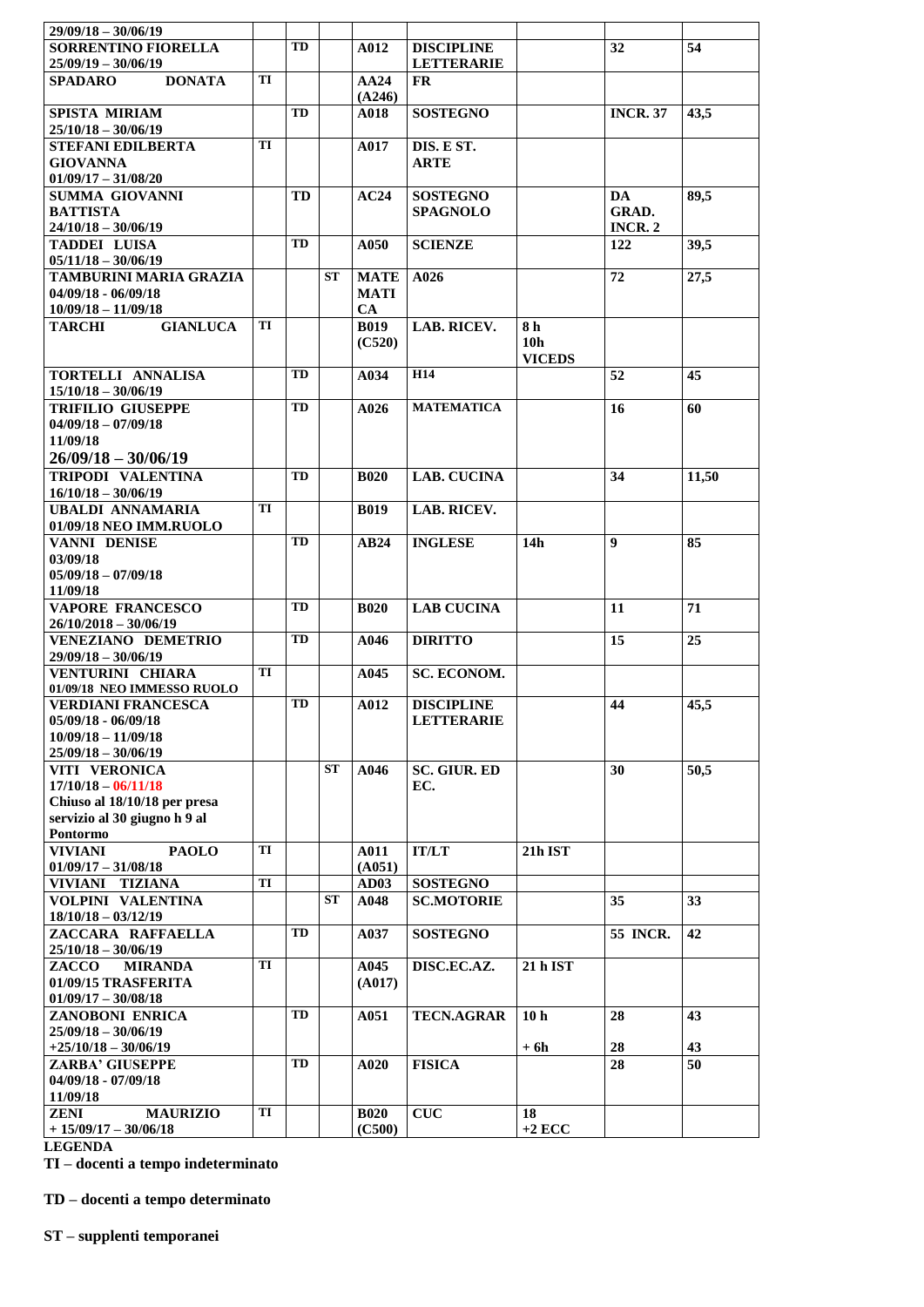| | | | | | | | | |
|---|---|---|---|---|---|---|---|---|
| 29/09/18 – 30/06/19 | | | | | | | | |
| **SORRENTINO FIORELLA**<br>25/09/19 – 30/06/19 | | TD | | A012 | DISCIPLINE LETTERARIE | | 32 | 54 |
| **SPADARO DONATA** | TI | | | AA24 (A246) | FR | | | |
| **SPISTA MIRIAM**<br>25/10/18 – 30/06/19 | | TD | | A018 | SOSTEGNO | | INCR. 37 | 43,5 |
| **STEFANI EDILBERTA GIOVANNA**<br>01/09/17 – 31/08/20 | TI | | | A017 | DIS. E ST. ARTE | | | |
| **SUMMA GIOVANNI BATTISTA**<br>24/10/18 – 30/06/19 | | TD | | AC24 | SOSTEGNO SPAGNOLO | | DA GRAD. INCR. 2 | 89,5 |
| **TADDEI LUISA**<br>05/11/18 – 30/06/19 | | TD | | A050 | SCIENZE | | 122 | 39,5 |
| **TAMBURINI MARIA GRAZIA**<br>04/09/18 - 06/09/18<br>10/09/18 – 11/09/18 | | | ST | MATE MATI CA | A026 | | 72 | 27,5 |
| **TARCHI GIANLUCA** | TI | | | B019 (C520) | LAB. RICEV. | 8 h<br>10h VICEDS | | |
| **TORTELLI ANNALISA**<br>15/10/18 – 30/06/19 | | TD | | A034 | H14 | | 52 | 45 |
| **TRIFILIO GIUSEPPE**<br>04/09/18 – 07/09/18<br>11/09/18<br>26/09/18 – 30/06/19 | | TD | | A026 | MATEMATICA | | 16 | 60 |
| **TRIPODI VALENTINA**<br>16/10/18 – 30/06/19 | | TD | | B020 | LAB. CUCINA | | 34 | 11,50 |
| **UBALDI ANNAMARIA**<br>01/09/18 NEO IMM.RUOLO | TI | | | B019 | LAB. RICEV. | | | |
| **VANNI DENISE**<br>03/09/18<br>05/09/18 – 07/09/18<br>11/09/18 | | TD | | AB24 | INGLESE | 14h | 9 | 85 |
| **VAPORE FRANCESCO**<br>26/10/2018 – 30/06/19 | | TD | | B020 | LAB CUCINA | | 11 | 71 |
| **VENEZIANO DEMETRIO**<br>29/09/18 – 30/06/19 | | TD | | A046 | DIRITTO | | 15 | 25 |
| **VENTURINI CHIARA**<br>01/09/18 NEO IMMESSO RUOLO | TI | | | A045 | SC. ECONOM. | | | |
| **VERDIANI FRANCESCA**<br>05/09/18 - 06/09/18<br>10/09/18 – 11/09/18<br>25/09/18 – 30/06/19 | | TD | | A012 | DISCIPLINE LETTERARIE | | 44 | 45,5 |
| **VITI VERONICA**<br>17/10/18 – 06/11/18<br>Chiuso al 18/10/18 per presa servizio al 30 giugno h 9 al Pontormo | | | ST | A046 | SC. GIUR. ED EC. | | 30 | 50,5 |
| **VIVIANI PAOLO**<br>01/09/17 – 31/08/18 | TI | | | A011 (A051) | IT/LT | 21h IST | | |
| **VIVIANI TIZIANA** | TI | | | AD03 | SOSTEGNO | | | |
| **VOLPINI VALENTINA**<br>18/10/18 – 03/12/19 | | | ST | A048 | SC.MOTORIE | | 35 | 33 |
| **ZACCARA RAFFAELLA**<br>25/10/18 – 30/06/19 | | TD | | A037 | SOSTEGNO | | 55 INCR. | 42 |
| **ZACCO MIRANDA**<br>01/09/15 TRASFERITA<br>01/09/17 – 30/08/18 | TI | | | A045 (A017) | DISC.EC.AZ. | 21 h IST | | |
| **ZANOBONI ENRICA**<br>25/09/18 – 30/06/19<br>+25/10/18 – 30/06/19 | | TD | | A051 | TECN.AGRAR | 10 h<br>+ 6h | 28<br>28 | 43<br>43 |
| **ZARBA' GIUSEPPE**<br>04/09/18 - 07/09/18<br>11/09/18 | | TD | | A020 | FISICA | | 28 | 50 |
| **ZENI MAURIZIO**<br>+ 15/09/17 – 30/06/18 | TI | | | B020 (C500) | CUC | 18<br>+2 ECC | | |

**LEGENDA**

**TI – docenti a tempo indeterminato**

**TD – docenti a tempo determinato**

**ST – supplenti temporanei**